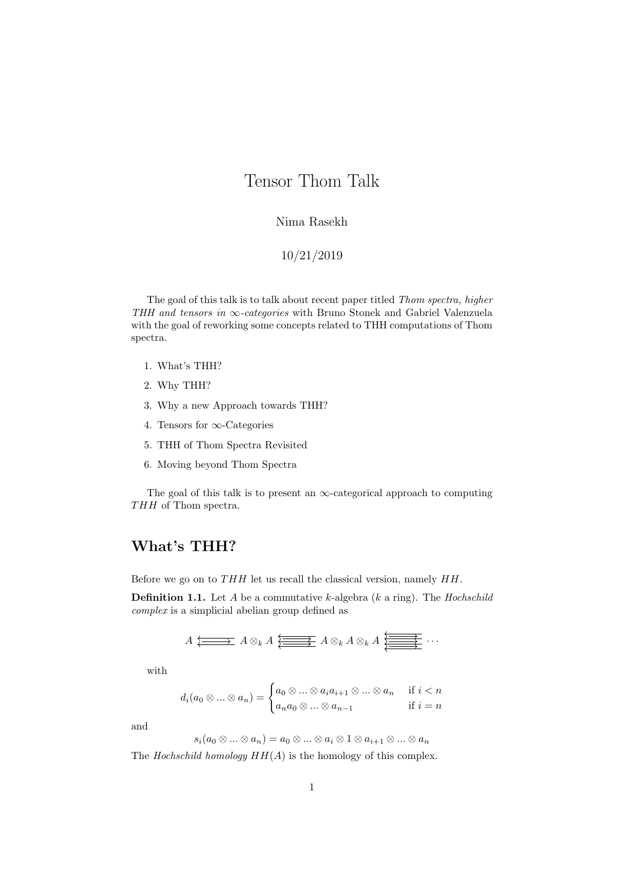# Tensor Thom Talk

Nima Rasekh

10/21/2019

The goal of this talk is to talk about recent paper titled *Thom spectra, higher THH and tensors in ∞-categories* with Bruno Stonek and Gabriel Valenzuela with the goal of reworking some concepts related to THH computations of Thom spectra.

1. What's THH?
2. Why THH?
3. Why a new Approach towards THH?
4. Tensors for ∞-Categories
5. THH of Thom Spectra Revisited
6. Moving beyond Thom Spectra

The goal of this talk is to present an ∞-categorical approach to computing $THH$ of Thom spectra.

## What's THH?

Before we go on to $THH$ let us recall the classical version, namely $HH$.

**Definition 1.1.** Let $A$ be a commutative $k$-algebra ($k$ a ring). The *Hochschild complex* is a simplicial abelian group defined as

$$A \leftleftarrows\!\!\!\rightarrow A \otimes_k A \;\substack{\longleftarrow\\[-2pt]\Longrightarrow\\[-2pt]\longleftarrow\\[-2pt]\longrightarrow}\; A \otimes_k A \otimes_k A \;\substack{\longleftarrow\\[-2pt]\Longrightarrow\\[-2pt]\longleftarrow\\[-2pt]\Longrightarrow\\[-2pt]\longleftarrow}\; \cdots$$

with

$$d_i(a_0 \otimes ... \otimes a_n) = \begin{cases} a_0 \otimes ... \otimes a_i a_{i+1} \otimes ... \otimes a_n & \text{if } i < n \\ a_n a_0 \otimes ... \otimes a_{n-1} & \text{if } i = n \end{cases}$$

and

$$s_i(a_0 \otimes ... \otimes a_n) = a_0 \otimes ... \otimes a_i \otimes 1 \otimes a_{i+1} \otimes ... \otimes a_n$$

The *Hochschild homology* $HH(A)$ is the homology of this complex.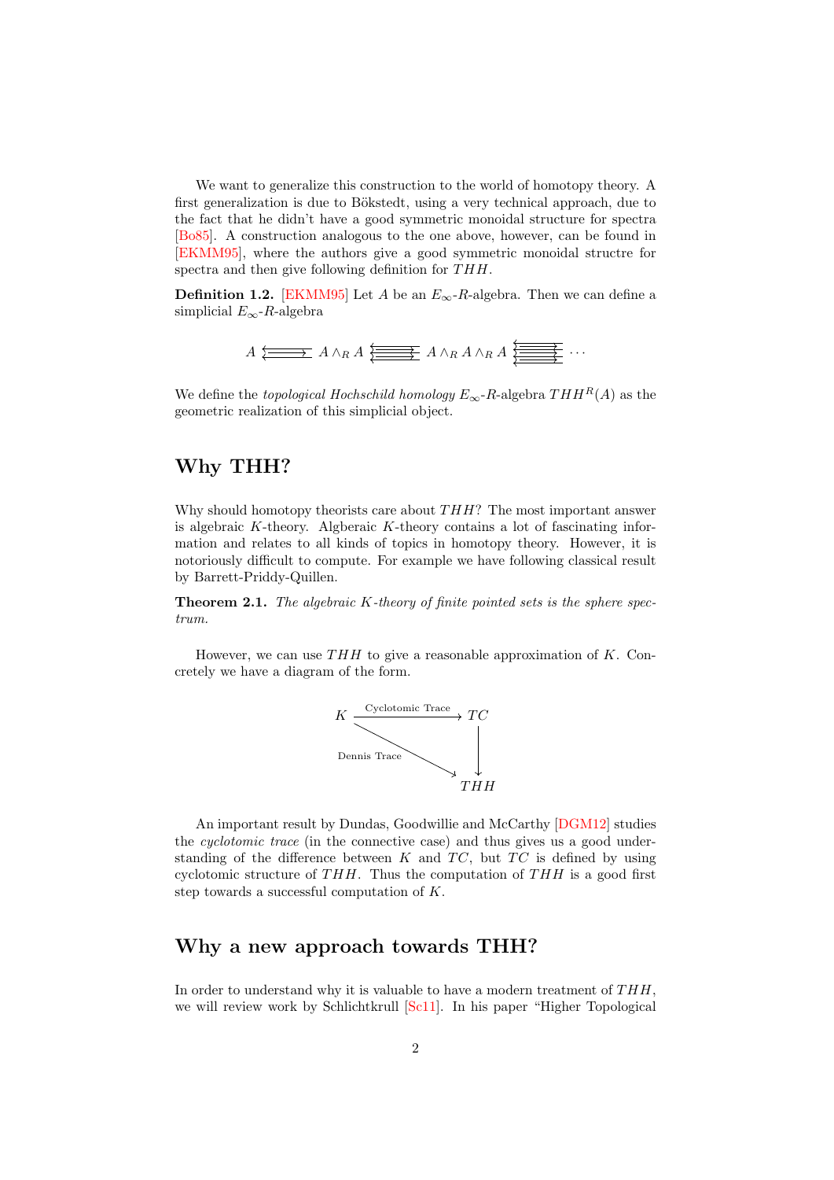We want to generalize this construction to the world of homotopy theory. A first generalization is due to Bökstedt, using a very technical approach, due to the fact that he didn't have a good symmetric monoidal structure for spectra [Bo85]. A construction analogous to the one above, however, can be found in [EKMM95], where the authors give a good symmetric monoidal structre for spectra and then give following definition for $THH$.

**Definition 1.2.** [EKMM95] Let $A$ be an $E_\infty$-$R$-algebra. Then we can define a simplicial $E_\infty$-$R$-algebra

$$A \leftleftarrows A \wedge_R A \leftleftarrows A \wedge_R A \wedge_R A \leftleftarrows \cdots$$

We define the *topological Hochschild homology* $E_\infty$-$R$-algebra $THH^R(A)$ as the geometric realization of this simplicial object.

## Why THH?

Why should homotopy theorists care about $THH$? The most important answer is algebraic $K$-theory. Algbraeic $K$-theory contains a lot of fascinating information and relates to all kinds of topics in homotopy theory. However, it is notoriously difficult to compute. For example we have following classical result by Barrett-Priddy-Quillen.

**Theorem 2.1.** *The algebraic $K$-theory of finite pointed sets is the sphere spectrum.*

However, we can use $THH$ to give a reasonable approximation of $K$. Concretely we have a diagram of the form.

$$\begin{array}{ccc} K & \xrightarrow{\text{Cyclotomic Trace}} & TC \\ & \searrow^{\text{Dennis Trace}} & \downarrow \\ & & THH \end{array}$$

An important result by Dundas, Goodwillie and McCarthy [DGM12] studies the *cyclotomic trace* (in the connective case) and thus gives us a good understanding of the difference between $K$ and $TC$, but $TC$ is defined by using cyclotomic structure of $THH$. Thus the computation of $THH$ is a good first step towards a successful computation of $K$.

## Why a new approach towards THH?

In order to understand why it is valuable to have a modern treatment of $THH$, we will review work by Schlichtkrull [Sc11]. In his paper "Higher Topological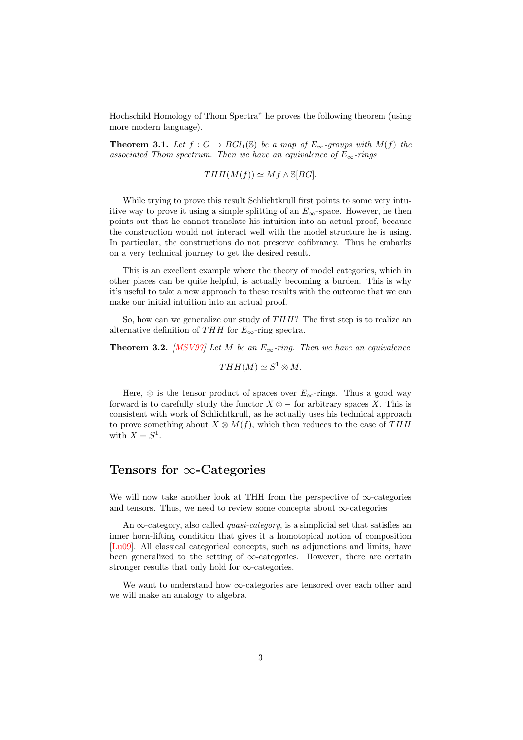Hochschild Homology of Thom Spectra" he proves the following theorem (using more modern language).

**Theorem 3.1.** *Let $f : G \to BGl_1(\mathbb{S})$ be a map of $E_\infty$-groups with $M(f)$ the associated Thom spectrum. Then we have an equivalence of $E_\infty$-rings*

$$THH(M(f)) \simeq Mf \wedge \mathbb{S}[BG].$$

While trying to prove this result Schlichtkrull first points to some very intuitive way to prove it using a simple splitting of an $E_\infty$-space. However, he then points out that he cannot translate his intuition into an actual proof, because the construction would not interact well with the model structure he is using. In particular, the constructions do not preserve cofibrancy. Thus he embarks on a very technical journey to get the desired result.

This is an excellent example where the theory of model categories, which in other places can be quite helpful, is actually becoming a burden. This is why it's useful to take a new approach to these results with the outcome that we can make our initial intuition into an actual proof.

So, how can we generalize our study of $THH$? The first step is to realize an alternative definition of $THH$ for $E_\infty$-ring spectra.

**Theorem 3.2.** *[MSV97] Let $M$ be an $E_\infty$-ring. Then we have an equivalence*

$$THH(M) \simeq S^1 \otimes M.$$

Here, $\otimes$ is the tensor product of spaces over $E_\infty$-rings. Thus a good way forward is to carefully study the functor $X \otimes -$ for arbitrary spaces $X$. This is consistent with work of Schlichtkrull, as he actually uses his technical approach to prove something about $X \otimes M(f)$, which then reduces to the case of $THH$ with $X = S^1$.

## Tensors for $\infty$-Categories

We will now take another look at THH from the perspective of $\infty$-categories and tensors. Thus, we need to review some concepts about $\infty$-categories

An $\infty$-category, also called *quasi-category*, is a simplicial set that satisfies an inner horn-lifting condition that gives it a homotopical notion of composition [Lu09]. All classical categorical concepts, such as adjunctions and limits, have been generalized to the setting of $\infty$-categories. However, there are certain stronger results that only hold for $\infty$-categories.

We want to understand how $\infty$-categories are tensored over each other and we will make an analogy to algebra.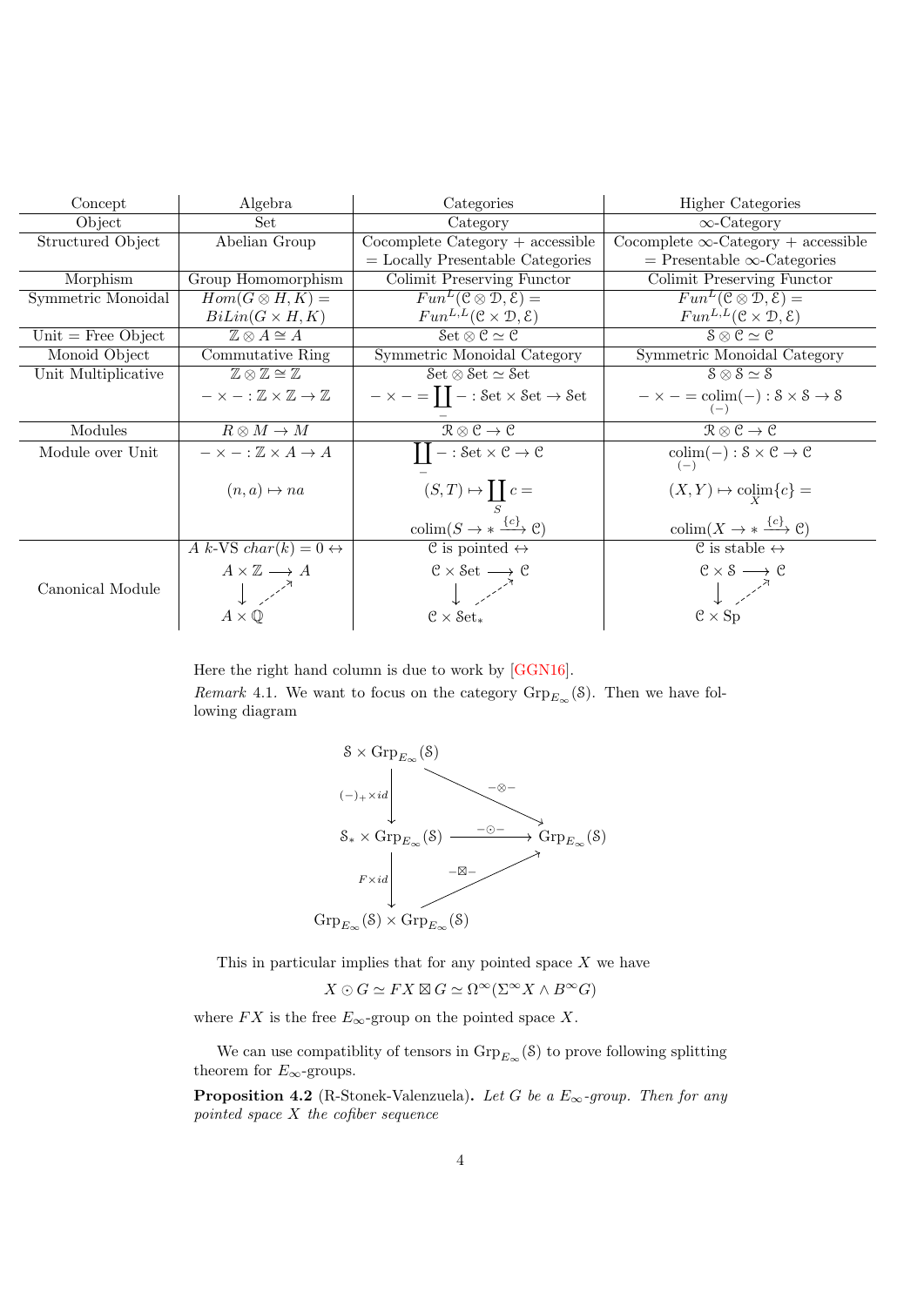| Concept | Algebra | Categories | Higher Categories |
|---|---|---|---|
| Object | Set | Category | $\infty$-Category |
| Structured Object | Abelian Group | Cocomplete Category + accessible = Locally Presentable Categories | Cocomplete $\infty$-Category + accessible = Presentable $\infty$-Categories |
| Morphism | Group Homomorphism | Colimit Preserving Functor | Colimit Preserving Functor |
| Symmetric Monoidal | $Hom(G \otimes H, K) = BiLin(G \times H, K)$ | $Fun^L(\mathcal{C} \otimes \mathcal{D}, \mathcal{E}) = Fun^{L,L}(\mathcal{C} \times \mathcal{D}, \mathcal{E})$ | $Fun^L(\mathcal{C} \otimes \mathcal{D}, \mathcal{E}) = Fun^{L,L}(\mathcal{C} \times \mathcal{D}, \mathcal{E})$ |
| Unit = Free Object | $\mathbb{Z} \otimes A \cong A$ | $\mathcal{S}et \otimes \mathcal{C} \simeq \mathcal{C}$ | $\mathcal{S} \otimes \mathcal{C} \simeq \mathcal{C}$ |
| Monoid Object | Commutative Ring | Symmetric Monoidal Category | Symmetric Monoidal Category |
| Unit Multiplicative | $\mathbb{Z} \otimes \mathbb{Z} \cong \mathbb{Z}$ <br> $- \times - : \mathbb{Z} \times \mathbb{Z} \to \mathbb{Z}$ | $\mathcal{S}et \otimes \mathcal{S}et \simeq \mathcal{S}et$ <br> $- \times - = \coprod_{-} - : \mathcal{S}et \times \mathcal{S}et \to \mathcal{S}et$ | $\mathcal{S} \otimes \mathcal{S} \simeq \mathcal{S}$ <br> $- \times - = \operatorname{colim}_{(-)}(-) : \mathcal{S} \times \mathcal{S} \to \mathcal{S}$ |
| Modules | $R \otimes M \to M$ | $\mathcal{R} \otimes \mathcal{C} \to \mathcal{C}$ | $\mathcal{R} \otimes \mathcal{C} \to \mathcal{C}$ |
| Module over Unit | $- \times - : \mathbb{Z} \times A \to A$ <br> $(n, a) \mapsto na$ | $\coprod_{-} - : \mathcal{S}et \times \mathcal{C} \to \mathcal{C}$ <br> $(S, T) \mapsto \coprod_{S} c =$ <br> $\operatorname{colim}(S \to * \xrightarrow{\{c\}} \mathcal{C})$ | $\operatorname{colim}_{(-)}(-) : \mathcal{S} \times \mathcal{C} \to \mathcal{C}$ <br> $(X, Y) \mapsto \operatorname{colim}_{X}\{c\} =$ <br> $\operatorname{colim}(X \to * \xrightarrow{\{c\}} \mathcal{C})$ |
| Canonical Module | A $k$-VS $char(k) = 0 \leftrightarrow$ <br> $A \times \mathbb{Z} \longrightarrow A$, $\downarrow$ to $A \times \mathbb{Q}$, dashed arrow $A \times \mathbb{Q} \dashrightarrow A$ | $\mathcal{C}$ is pointed $\leftrightarrow$ <br> $\mathcal{C} \times \mathcal{S}et \longrightarrow \mathcal{C}$, $\downarrow$ to $\mathcal{C} \times \mathcal{S}et_*$, dashed arrow $\mathcal{C} \times \mathcal{S}et_* \dashrightarrow \mathcal{C}$ | $\mathcal{C}$ is stable $\leftrightarrow$ <br> $\mathcal{C} \times \mathcal{S} \longrightarrow \mathcal{C}$, $\downarrow$ to $\mathcal{C} \times \mathrm{Sp}$, dashed arrow $\mathcal{C} \times \mathrm{Sp} \dashrightarrow \mathcal{C}$ |

Here the right hand column is due to work by [GGN16].

*Remark* 4.1. We want to focus on the category $\mathrm{Grp}_{E_\infty}(\mathcal{S})$. Then we have following diagram

$$\begin{array}{ccc}
\mathcal{S} \times \mathrm{Grp}_{E_\infty}(\mathcal{S}) & & \\
\downarrow (-)_+ \times id & \searrow^{-\otimes -} & \\
\mathcal{S}_* \times \mathrm{Grp}_{E_\infty}(\mathcal{S}) & \xrightarrow{-\odot -} & \mathrm{Grp}_{E_\infty}(\mathcal{S}) \\
\downarrow F \times id & \nearrow_{-\boxtimes -} & \\
\mathrm{Grp}_{E_\infty}(\mathcal{S}) \times \mathrm{Grp}_{E_\infty}(\mathcal{S}) & &
\end{array}$$

This in particular implies that for any pointed space $X$ we have

$$X \odot G \simeq FX \boxtimes G \simeq \Omega^\infty(\Sigma^\infty X \wedge B^\infty G)$$

where $FX$ is the free $E_\infty$-group on the pointed space $X$.

We can use compatiblity of tensors in $\mathrm{Grp}_{E_\infty}(\mathcal{S})$ to prove following splitting theorem for $E_\infty$-groups.

**Proposition 4.2** (R-Stonek-Valenzuela)**.** *Let $G$ be a $E_\infty$-group. Then for any pointed space $X$ the cofiber sequence*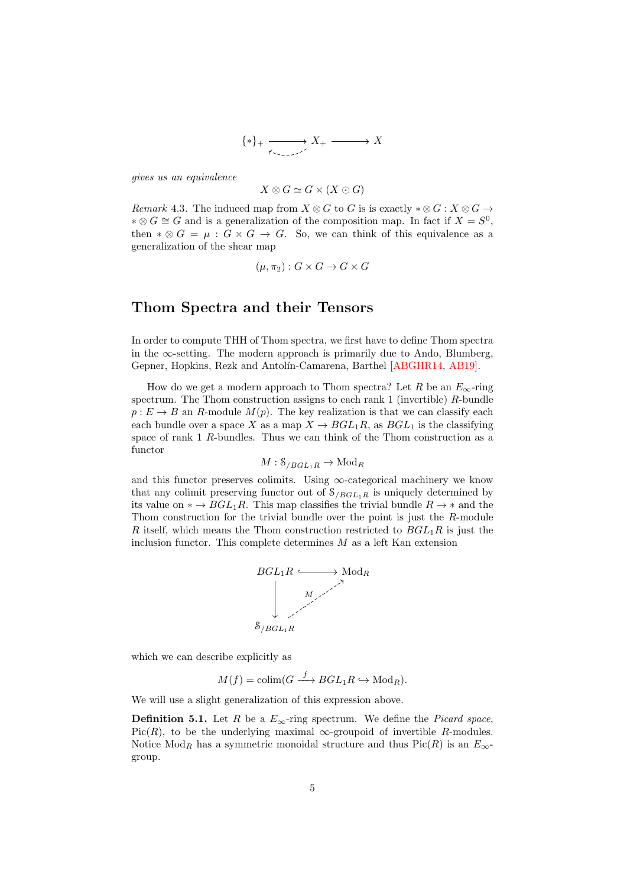$$\{*\}_+ \longrightarrow X_+ \longrightarrow X$$

*gives us an equivalence*

$$X \otimes G \simeq G \times (X \odot G)$$

*Remark* 4.3. The induced map from $X \otimes G$ to $G$ is is exactly $* \otimes G : X \otimes G \to * \otimes G \cong G$ and is a generalization of the composition map. In fact if $X = S^0$, then $* \otimes G = \mu : G \times G \to G$. So, we can think of this equivalence as a generalization of the shear map

$$(\mu, \pi_2) : G \times G \to G \times G$$

## Thom Spectra and their Tensors

In order to compute THH of Thom spectra, we first have to define Thom spectra in the $\infty$-setting. The modern approach is primarily due to Ando, Blumberg, Gepner, Hopkins, Rezk and Antolín-Camarena, Barthel [ABGHR14, AB19].

How do we get a modern approach to Thom spectra? Let $R$ be an $E_\infty$-ring spectrum. The Thom construction assigns to each rank 1 (invertible) $R$-bundle $p : E \to B$ an $R$-module $M(p)$. The key realization is that we can classify each each bundle over a space $X$ as a map $X \to BGL_1R$, as $BGL_1$ is the classifying space of rank 1 $R$-bundles. Thus we can think of the Thom construction as a functor

$$M : \mathcal{S}_{/BGL_1R} \to \mathrm{Mod}_R$$

and this functor preserves colimits. Using $\infty$-categorical machinery we know that any colimit preserving functor out of $\mathcal{S}_{/BGL_1R}$ is uniquely determined by its value on $* \to BGL_1R$. This map classifies the trivial bundle $R \to *$ and the Thom construction for the trivial bundle over the point is just the $R$-module $R$ itself, which means the Thom construction restricted to $BGL_1R$ is just the inclusion functor. This complete determines $M$ as a left Kan extension

$$\begin{array}{ccc} BGL_1R & \hookrightarrow & \mathrm{Mod}_R \\ \downarrow & \overset{M}{\nearrow} & \\ \mathcal{S}_{/BGL_1R} & & \end{array}$$

which we can describe explicitly as

$$M(f) = \mathrm{colim}(G \xrightarrow{f} BGL_1R \hookrightarrow \mathrm{Mod}_R).$$

We will use a slight generalization of this expression above.

**Definition 5.1.** Let $R$ be a $E_\infty$-ring spectrum. We define the *Picard space*, $\mathrm{Pic}(R)$, to be the underlying maximal $\infty$-groupoid of invertible $R$-modules. Notice $\mathrm{Mod}_R$ has a symmetric monoidal structure and thus $\mathrm{Pic}(R)$ is an $E_\infty$-group.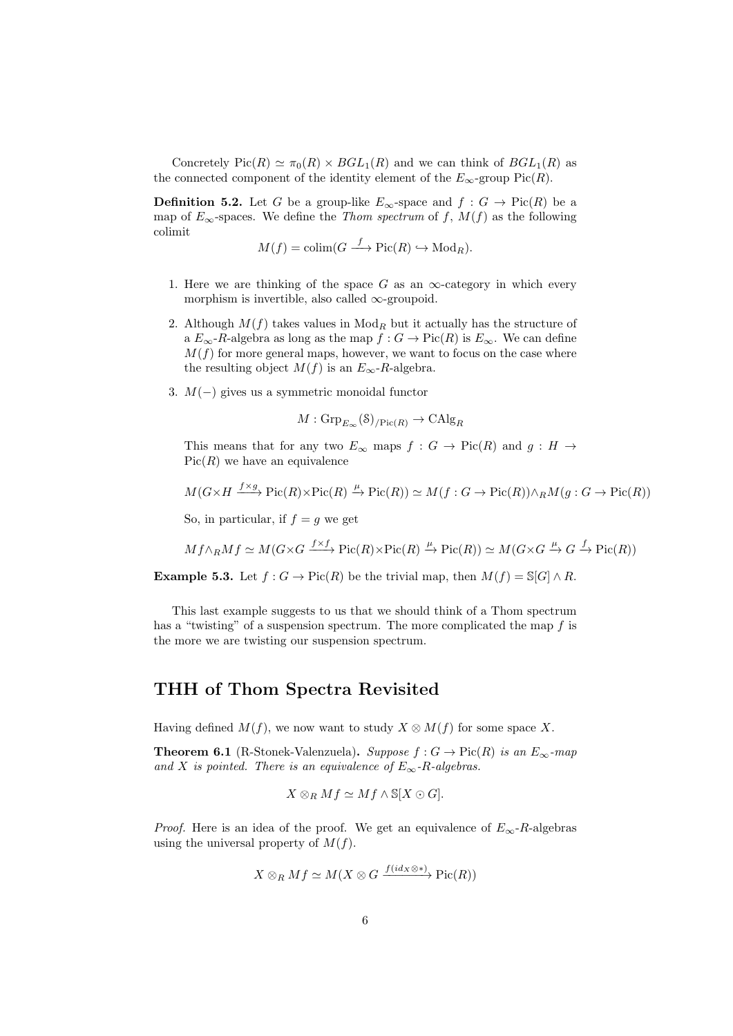Concretely $\mathrm{Pic}(R) \simeq \pi_0(R) \times BGL_1(R)$ and we can think of $BGL_1(R)$ as the connected component of the identity element of the $E_\infty$-group $\mathrm{Pic}(R)$.

**Definition 5.2.** Let $G$ be a group-like $E_\infty$-space and $f : G \to \mathrm{Pic}(R)$ be a map of $E_\infty$-spaces. We define the *Thom spectrum* of $f$, $M(f)$ as the following colimit

$$M(f) = \mathrm{colim}(G \xrightarrow{f} \mathrm{Pic}(R) \hookrightarrow \mathrm{Mod}_R).$$

1. Here we are thinking of the space $G$ as an $\infty$-category in which every morphism is invertible, also called $\infty$-groupoid.
2. Although $M(f)$ takes values in $\mathrm{Mod}_R$ but it actually has the structure of a $E_\infty$-$R$-algebra as long as the map $f : G \to \mathrm{Pic}(R)$ is $E_\infty$. We can define $M(f)$ for more general maps, however, we want to focus on the case where the resulting object $M(f)$ is an $E_\infty$-$R$-algebra.
3. $M(-)$ gives us a symmetric monoidal functor

$$M : \mathrm{Grp}_{E_\infty}(\mathcal{S})_{/\mathrm{Pic}(R)} \to \mathrm{CAlg}_R$$

This means that for any two $E_\infty$ maps $f : G \to \mathrm{Pic}(R)$ and $g : H \to \mathrm{Pic}(R)$ we have an equivalence

$$M(G \times H \xrightarrow{f\times g} \mathrm{Pic}(R)\times\mathrm{Pic}(R) \xrightarrow{\mu} \mathrm{Pic}(R)) \simeq M(f : G \to \mathrm{Pic}(R)) \wedge_R M(g : G \to \mathrm{Pic}(R))$$

So, in particular, if $f = g$ we get

$$Mf \wedge_R Mf \simeq M(G\times G \xrightarrow{f\times f} \mathrm{Pic}(R)\times\mathrm{Pic}(R) \xrightarrow{\mu} \mathrm{Pic}(R)) \simeq M(G\times G \xrightarrow{\mu} G \xrightarrow{f} \mathrm{Pic}(R))$$

**Example 5.3.** Let $f : G \to \mathrm{Pic}(R)$ be the trivial map, then $M(f) = \mathbb{S}[G] \wedge R$.

This last example suggests to us that we should think of a Thom spectrum has a "twisting" of a suspension spectrum. The more complicated the map $f$ is the more we are twisting our suspension spectrum.

## THH of Thom Spectra Revisited

Having defined $M(f)$, we now want to study $X \otimes M(f)$ for some space $X$.

**Theorem 6.1** (R-Stonek-Valenzuela)**.** *Suppose $f : G \to \mathrm{Pic}(R)$ is an $E_\infty$-map and $X$ is pointed. There is an equivalence of $E_\infty$-$R$-algebras.*

$$X \otimes_R Mf \simeq Mf \wedge \mathbb{S}[X \odot G].$$

*Proof.* Here is an idea of the proof. We get an equivalence of $E_\infty$-$R$-algebras using the universal property of $M(f)$.

$$X \otimes_R Mf \simeq M(X \otimes G \xrightarrow{f(id_X \otimes *)} \mathrm{Pic}(R))$$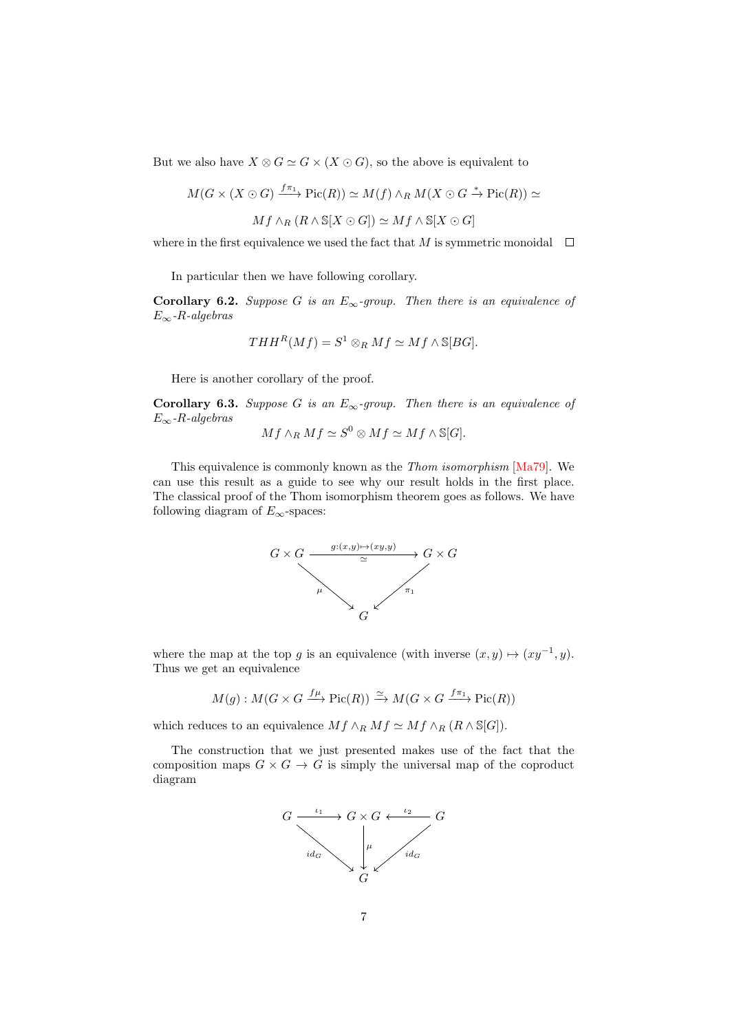But we also have $X \otimes G \simeq G \times (X \odot G)$, so the above is equivalent to

$$M(G \times (X \odot G) \xrightarrow{f\pi_1} \mathrm{Pic}(R)) \simeq M(f) \wedge_R M(X \odot G \xrightarrow{*} \mathrm{Pic}(R)) \simeq$$

$$Mf \wedge_R (R \wedge \mathbb{S}[X \odot G]) \simeq Mf \wedge \mathbb{S}[X \odot G]$$

where in the first equivalence we used the fact that $M$ is symmetric monoidal $\square$

In particular then we have following corollary.

**Corollary 6.2.** *Suppose $G$ is an $E_\infty$-group. Then there is an equivalence of $E_\infty$-$R$-algebras*

$$THH^R(Mf) = S^1 \otimes_R Mf \simeq Mf \wedge \mathbb{S}[BG].$$

Here is another corollary of the proof.

**Corollary 6.3.** *Suppose $G$ is an $E_\infty$-group. Then there is an equivalence of $E_\infty$-$R$-algebras*

$$Mf \wedge_R Mf \simeq S^0 \otimes Mf \simeq Mf \wedge \mathbb{S}[G].$$

This equivalence is commonly known as the *Thom isomorphism* [Ma79]. We can use this result as a guide to see why our result holds in the first place. The classical proof of the Thom isomorphism theorem goes as follows. We have following diagram of $E_\infty$-spaces:

$$\begin{array}{ccc} G \times G & \xrightarrow[\simeq]{g:(x,y)\mapsto(xy,y)} & G \times G \\ & {\scriptstyle\mu}\searrow \quad \swarrow{\scriptstyle\pi_1} & \\ & G & \end{array}$$

where the map at the top $g$ is an equivalence (with inverse $(x, y) \mapsto (xy^{-1}, y)$. Thus we get an equivalence

$$M(g) : M(G \times G \xrightarrow{f\mu} \mathrm{Pic}(R)) \xrightarrow{\simeq} M(G \times G \xrightarrow{f\pi_1} \mathrm{Pic}(R))$$

which reduces to an equivalence $Mf \wedge_R Mf \simeq Mf \wedge_R (R \wedge \mathbb{S}[G])$.

The construction that we just presented makes use of the fact that the composition maps $G \times G \to G$ is simply the universal map of the coproduct diagram

$$\begin{array}{ccccc} G & \xrightarrow{\iota_1} & G \times G & \xleftarrow{\iota_2} & G \\ & {\scriptstyle id_G}\searrow & \downarrow{\scriptstyle\mu} & \swarrow{\scriptstyle id_G} & \\ & & G & & \end{array}$$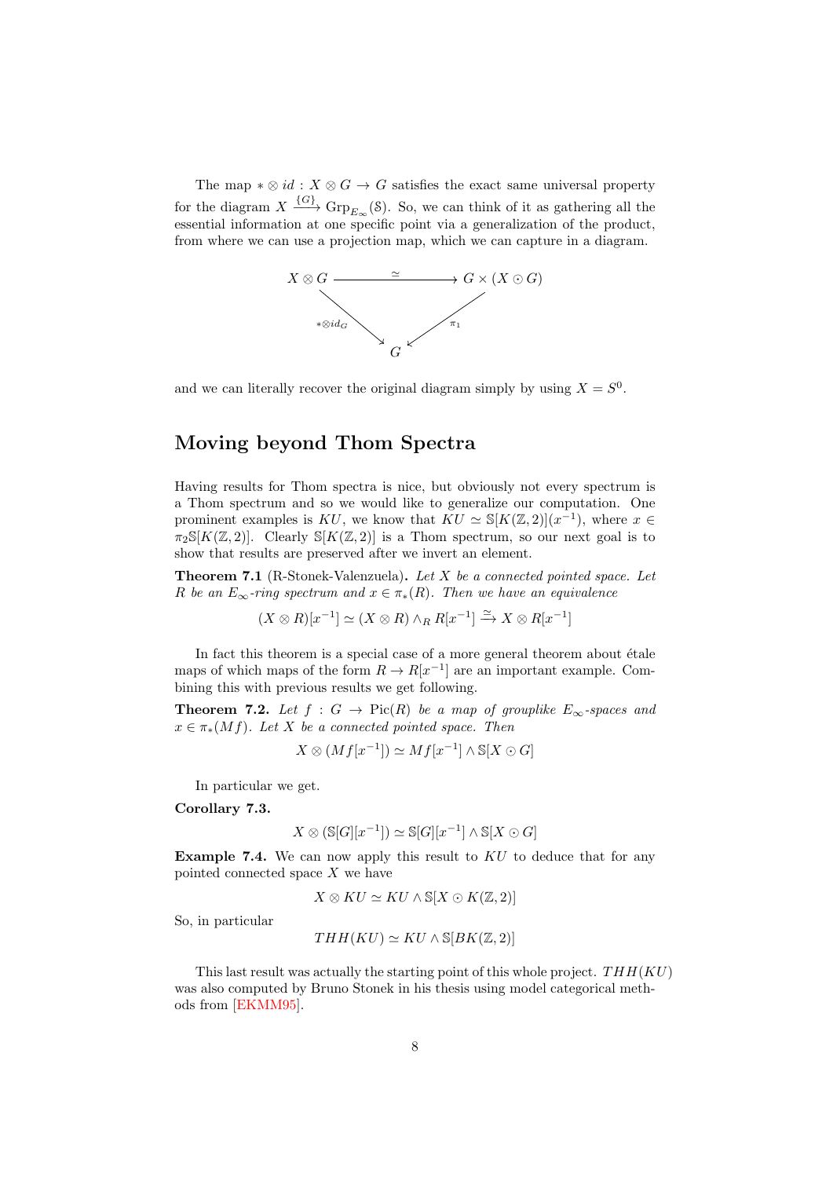The map $* \otimes id : X \otimes G \to G$ satisfies the exact same universal property for the diagram $X \xrightarrow{\{G\}} \mathrm{Grp}_{E_\infty}(\mathbb{S})$. So, we can think of it as gathering all the essential information at one specific point via a generalization of the product, from where we can use a projection map, which we can capture in a diagram.

$$\begin{array}{ccc} X \otimes G & \xrightarrow{\simeq} & G \times (X \odot G) \\ & {\scriptstyle *\otimes id_G} \searrow \quad \swarrow {\scriptstyle \pi_1} & \\ & G & \end{array}$$

and we can literally recover the original diagram simply by using $X = S^0$.

## Moving beyond Thom Spectra

Having results for Thom spectra is nice, but obviously not every spectrum is a Thom spectrum and so we would like to generalize our computation. One prominent examples is $KU$, we know that $KU \simeq \mathbb{S}[K(\mathbb{Z}, 2)](x^{-1})$, where $x \in \pi_2\mathbb{S}[K(\mathbb{Z}, 2)]$. Clearly $\mathbb{S}[K(\mathbb{Z}, 2)]$ is a Thom spectrum, so our next goal is to show that results are preserved after we invert an element.

**Theorem 7.1** (R-Stonek-Valenzuela)**.** *Let $X$ be a connected pointed space. Let $R$ be an $E_\infty$-ring spectrum and $x \in \pi_*(R)$. Then we have an equivalence*

$$(X \otimes R)[x^{-1}] \simeq (X \otimes R) \wedge_R R[x^{-1}] \xrightarrow{\simeq} X \otimes R[x^{-1}]$$

In fact this theorem is a special case of a more general theorem about étale maps of which maps of the form $R \to R[x^{-1}]$ are an important example. Combining this with previous results we get following.

**Theorem 7.2.** *Let $f : G \to \mathrm{Pic}(R)$ be a map of grouplike $E_\infty$-spaces and $x \in \pi_*(Mf)$. Let $X$ be a connected pointed space. Then*

$$X \otimes (Mf[x^{-1}]) \simeq Mf[x^{-1}] \wedge \mathbb{S}[X \odot G]$$

In particular we get.

**Corollary 7.3.**

$$X \otimes (\mathbb{S}[G][x^{-1}]) \simeq \mathbb{S}[G][x^{-1}] \wedge \mathbb{S}[X \odot G]$$

**Example 7.4.** We can now apply this result to $KU$ to deduce that for any pointed connected space $X$ we have

$$X \otimes KU \simeq KU \wedge \mathbb{S}[X \odot K(\mathbb{Z}, 2)]$$

So, in particular

$$THH(KU) \simeq KU \wedge \mathbb{S}[BK(\mathbb{Z}, 2)]$$

This last result was actually the starting point of this whole project. $THH(KU)$ was also computed by Bruno Stonek in his thesis using model categorical methods from [EKMM95].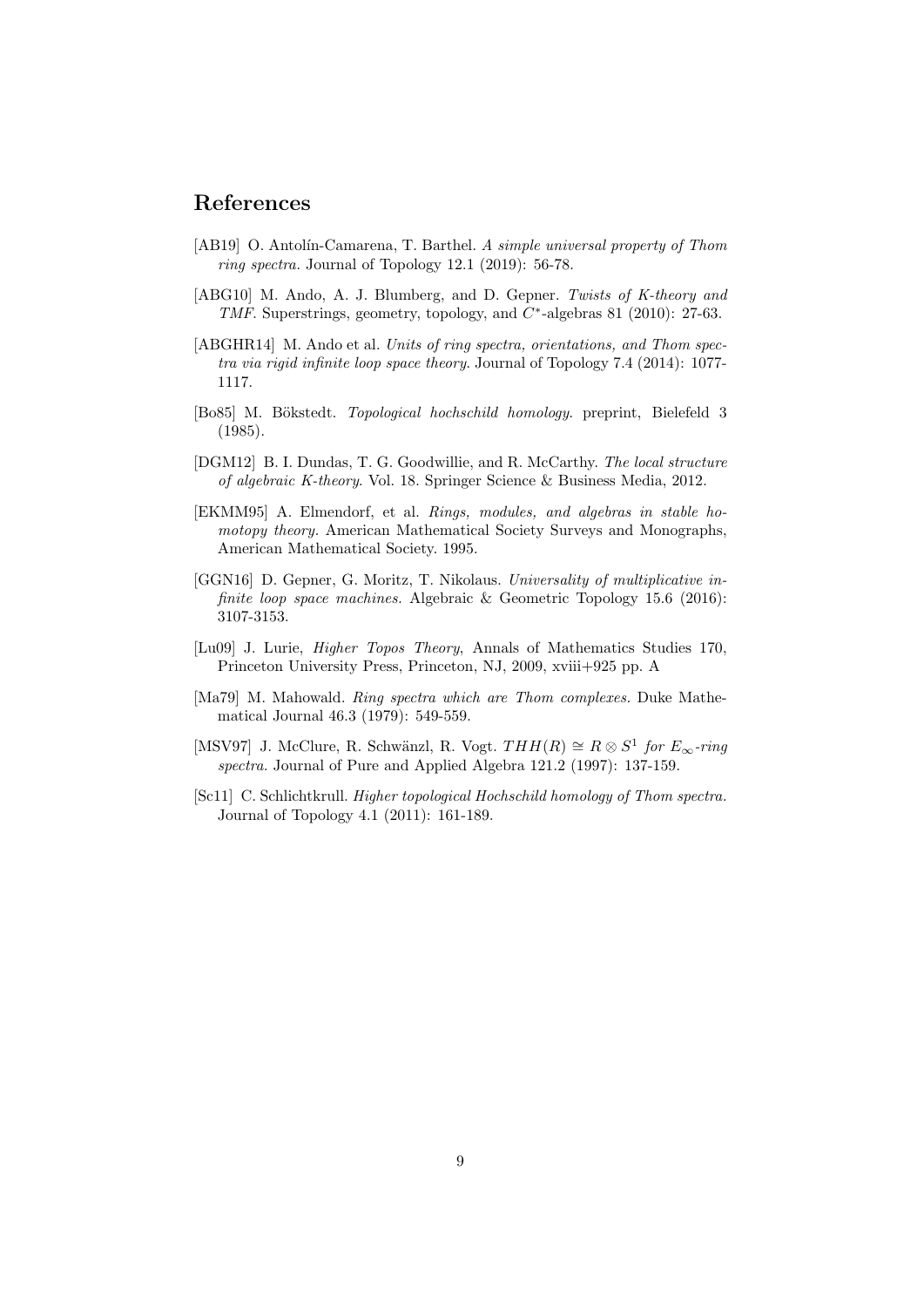## References

[AB19] O. Antolín-Camarena, T. Barthel. *A simple universal property of Thom ring spectra.* Journal of Topology 12.1 (2019): 56-78.

[ABG10] M. Ando, A. J. Blumberg, and D. Gepner. *Twists of K-theory and TMF.* Superstrings, geometry, topology, and $C^*$-algebras 81 (2010): 27-63.

[ABGHR14] M. Ando et al. *Units of ring spectra, orientations, and Thom spectra via rigid infinite loop space theory.* Journal of Topology 7.4 (2014): 1077-1117.

[Bo85] M. Bökstedt. *Topological hochschild homology.* preprint, Bielefeld 3 (1985).

[DGM12] B. I. Dundas, T. G. Goodwillie, and R. McCarthy. *The local structure of algebraic K-theory.* Vol. 18. Springer Science & Business Media, 2012.

[EKMM95] A. Elmendorf, et al. *Rings, modules, and algebras in stable homotopy theory.* American Mathematical Society Surveys and Monographs, American Mathematical Society. 1995.

[GGN16] D. Gepner, G. Moritz, T. Nikolaus. *Universality of multiplicative infinite loop space machines.* Algebraic & Geometric Topology 15.6 (2016): 3107-3153.

[Lu09] J. Lurie, *Higher Topos Theory*, Annals of Mathematics Studies 170, Princeton University Press, Princeton, NJ, 2009, xviii+925 pp. A

[Ma79] M. Mahowald. *Ring spectra which are Thom complexes.* Duke Mathematical Journal 46.3 (1979): 549-559.

[MSV97] J. McClure, R. Schwänzl, R. Vogt. *$THH(R) \cong R \otimes S^1$ for $E_\infty$-ring spectra.* Journal of Pure and Applied Algebra 121.2 (1997): 137-159.

[Sc11] C. Schlichtkrull. *Higher topological Hochschild homology of Thom spectra.* Journal of Topology 4.1 (2011): 161-189.